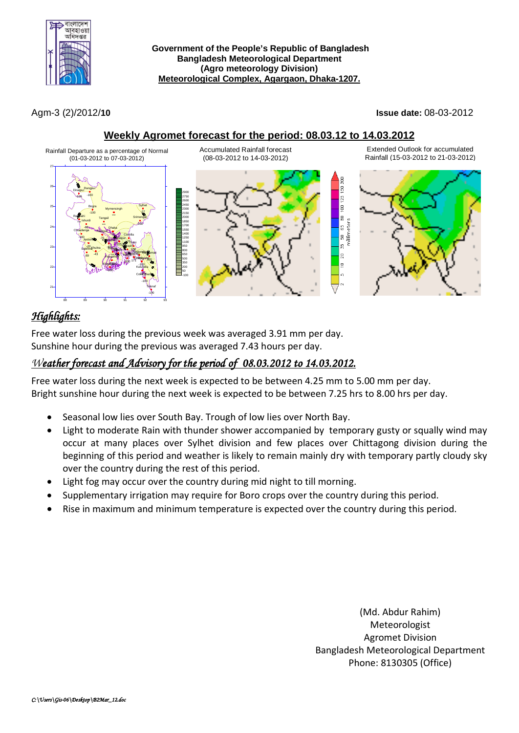**Government of the People's Republic of Bangladesh**
**Bangladesh Meteorological Department**
**(Agro meteorology Division)**
**Meteorological Complex, Agargaon, Dhaka-1207.**

Agm-3 (2)/2012/**10**

**Issue date:** 08-03-2012

## Weekly Agromet forecast for the period: 08.03.12 to 14.03.2012

Rainfall Departure as a percentage of Normal (01-03-2012 to 07-03-2012)

Accumulated Rainfall forecast (08-03-2012 to 14-03-2012)

Extended Outlook for accumulated Rainfall (15-03-2012 to 21-03-2012)

## *Highlights:*

Free water loss during the previous week was averaged 3.91 mm per day.
Sunshine hour during the previous was averaged 7.43 hours per day.

## *Weather forecast and Advisory for the period of 08.03.2012 to 14.03.2012.*

Free water loss during the next week is expected to be between 4.25 mm to 5.00 mm per day.
Bright sunshine hour during the next week is expected to be between 7.25 hrs to 8.00 hrs per day.

- Seasonal low lies over South Bay. Trough of low lies over North Bay.
- Light to moderate Rain with thunder shower accompanied by temporary gusty or squally wind may occur at many places over Sylhet division and few places over Chittagong division during the beginning of this period and weather is likely to remain mainly dry with temporary partly cloudy sky over the country during the rest of this period.
- Light fog may occur over the country during mid night to till morning.
- Supplementary irrigation may require for Boro crops over the country during this period.
- Rise in maximum and minimum temperature is expected over the country during this period.

(Md. Abdur Rahim)
Meteorologist
Agromet Division
Bangladesh Meteorological Department
Phone: 8130305 (Office)

*C:\Users\Gis-06\Desktop\B2Mar_12.doc*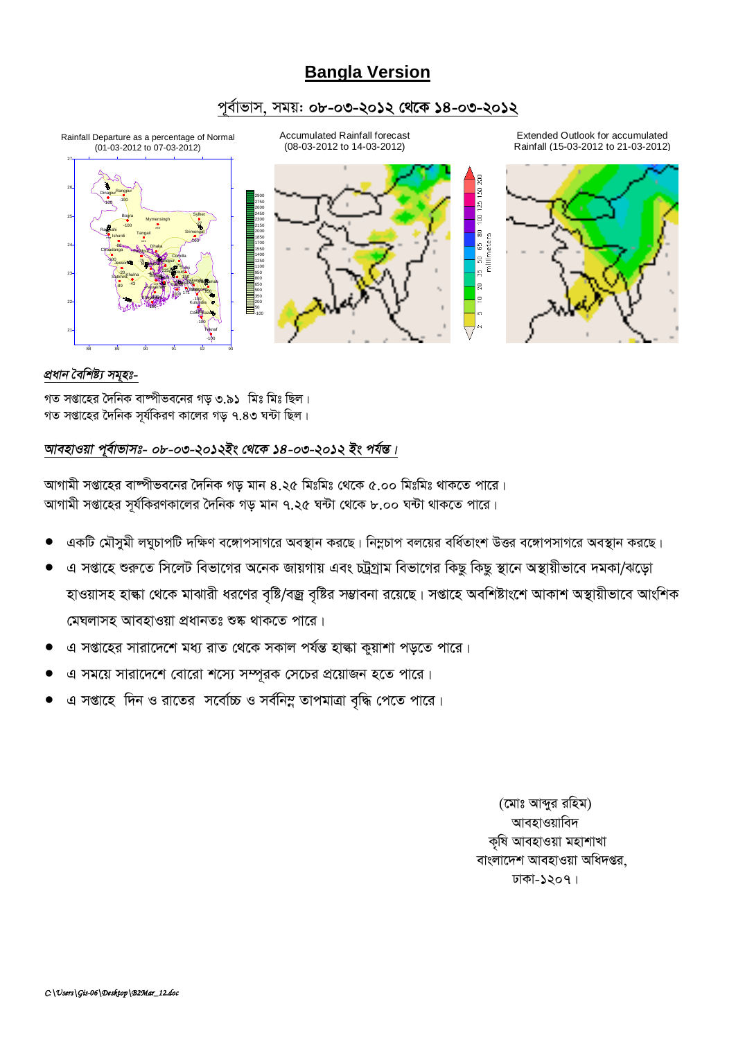# Bangla Version

## পূর্বাভাস, সময়: ০৮-০৩-২০১২ থেকে ১৪-০৩-২০১২

Rainfall Departure as a percentage of Normal (01-03-2012 to 07-03-2012)

Accumulated Rainfall forecast (08-03-2012 to 14-03-2012)

Extended Outlook for accumulated Rainfall (15-03-2012 to 21-03-2012)

### *প্রধান বৈশিষ্ট্য সমূহঃ-*

গত সপ্তাহের দৈনিক বাষ্পীভবনের গড় ৩.৯১ মিঃ মিঃ ছিল।
গত সপ্তাহের দৈনিক সূর্যকিরণ কালের গড় ৭.৪৩ ঘন্টা ছিল।

### *আবহাওয়া পূর্বাভাসঃ- ০৮-০৩-২০১২ইং থেকে ১৪-০৩-২০১২ ইং পর্যন্ত।*

আগামী সপ্তাহের বাষ্পীভবনের দৈনিক গড় মান ৪.২৫ মিঃমিঃ থেকে ৫.০০ মিঃমিঃ থাকতে পারে।
আগামী সপ্তাহের সূর্যকিরণকালের দৈনিক গড় মান ৭.২৫ ঘন্টা থেকে ৮.০০ ঘন্টা থাকতে পারে।

- একটি মৌসুমী লঘুচাপটি দক্ষিণ বঙ্গোপসাগরে অবস্থান করছে। নিম্নচাপ বলয়ের বর্ধিতাংশ উত্তর বঙ্গোপসাগরে অবস্থান করছে।
- এ সপ্তাহে শুরুতে সিলেট বিভাগের অনেক জায়গায় এবং চট্রগ্রাম বিভাগের কিছু কিছু স্থানে অস্থায়ীভাবে দমকা/ঝড়ো হাওয়াসহ হাল্কা থেকে মাঝারী ধরণের বৃষ্টি/বজ্র বৃষ্টির সম্ভাবনা রয়েছে। সপ্তাহে অবশিষ্টাংশে আকাশ অস্থায়ীভাবে আংশিক মেঘলাসহ আবহাওয়া প্রধানতঃ শুষ্ক থাকতে পারে।
- এ সপ্তাহের সারাদেশে মধ্য রাত থেকে সকাল পর্যন্ত হাল্কা কুয়াশা পড়তে পারে।
- এ সময়ে সারাদেশে বোরো শস্যে সম্পূরক সেচের প্রয়োজন হতে পারে।
- এ সপ্তাহে দিন ও রাতের সর্বোচ্চ ও সর্বনিম্ন তাপমাত্রা বৃদ্ধি পেতে পারে।

(মোঃ আব্দুর রহিম)
আবহাওয়াবিদ
কৃষি আবহাওয়া মহাশাখা
বাংলাদেশ আবহাওয়া অধিদপ্তর,
ঢাকা-১২০৭।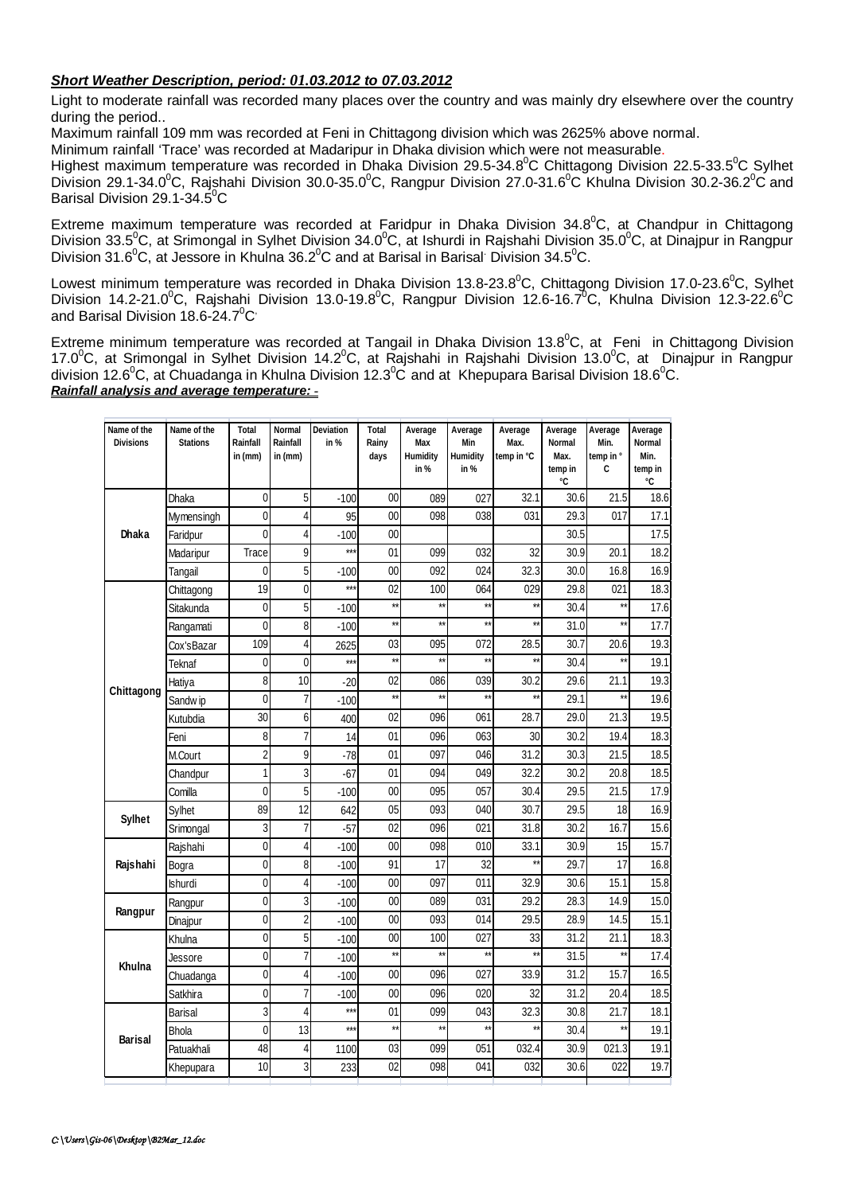***Short Weather Description, period: 01.03.2012 to 07.03.2012***

Light to moderate rainfall was recorded many places over the country and was mainly dry elsewhere over the country during the period..

Maximum rainfall 109 mm was recorded at Feni in Chittagong division which was 2625% above normal.

Minimum rainfall 'Trace' was recorded at Madaripur in Dhaka division which were not measurable.

Highest maximum temperature was recorded in Dhaka Division 29.5-34.8$^0$C Chittagong Division 22.5-33.5$^0$C Sylhet Division 29.1-34.0$^0$C, Rajshahi Division 30.0-35.0$^0$C, Rangpur Division 27.0-31.6$^0$C Khulna Division 30.2-36.2$^0$C and Barisal Division 29.1-34.5$^0$C

Extreme maximum temperature was recorded at Faridpur in Dhaka Division 34.8$^0$C, at Chandpur in Chittagong Division 33.5$^0$C, at Srimongal in Sylhet Division 34.0$^0$C, at Ishurdi in Rajshahi Division 35.0$^0$C, at Dinajpur in Rangpur Division 31.6$^0$C, at Jessore in Khulna 36.2$^0$C and at Barisal in Barisal Division 34.5$^0$C.

Lowest minimum temperature was recorded in Dhaka Division 13.8-23.8$^0$C, Chittagong Division 17.0-23.6$^0$C, Sylhet Division 14.2-21.0$^0$C, Rajshahi Division 13.0-19.8$^0$C, Rangpur Division 12.6-16.7$^0$C, Khulna Division 12.3-22.6$^0$C and Barisal Division 18.6-24.7$^0$C.

Extreme minimum temperature was recorded at Tangail in Dhaka Division 13.8$^0$C, at Feni in Chittagong Division 17.0$^0$C, at Srimongal in Sylhet Division 14.2$^0$C, at Rajshahi in Rajshahi Division 13.0$^0$C, at Dinajpur in Rangpur division 12.6$^0$C, at Chuadanga in Khulna Division 12.3$^0$C and at Khepupara Barisal Division 18.6$^0$C.

***Rainfall analysis and average temperature: -***

| Name of the Divisions | Name of the Stations | Total Rainfall in (mm) | Normal Rainfall in (mm) | Deviation in % | Total Rainy days | Average Max Humidity in % | Average Min Humidity in % | Average Max. temp in °C | Average Normal Max. temp in °C | Average Min. temp in °C | Average Normal Min. temp in °C |
|---|---|---|---|---|---|---|---|---|---|---|---|
| Dhaka | Dhaka | 0 | 5 | -100 | 00 | 089 | 027 | 32.1 | 30.6 | 21.5 | 18.6 |
| | Mymensingh | 0 | 4 | 95 | 00 | 098 | 038 | 031 | 29.3 | 017 | 17.1 |
| | Faridpur | 0 | 4 | -100 | 00 | | | | 30.5 | | 17.5 |
| | Madaripur | Trace | 9 | *** | 01 | 099 | 032 | 32 | 30.9 | 20.1 | 18.2 |
| | Tangail | 0 | 5 | -100 | 00 | 092 | 024 | 32.3 | 30.0 | 16.8 | 16.9 |
| Chittagong | Chittagong | 19 | 0 | *** | 02 | 100 | 064 | 029 | 29.8 | 021 | 18.3 |
| | Sitakunda | 0 | 5 | -100 | ** | ** | ** | ** | 30.4 | ** | 17.6 |
| | Rangamati | 0 | 8 | -100 | ** | ** | ** | ** | 31.0 | ** | 17.7 |
| | Cox'sBazar | 109 | 4 | 2625 | 03 | 095 | 072 | 28.5 | 30.7 | 20.6 | 19.3 |
| | Teknaf | 0 | 0 | *** | ** | ** | ** | ** | 30.4 | ** | 19.1 |
| | Hatiya | 8 | 10 | -20 | 02 | 086 | 039 | 30.2 | 29.6 | 21.1 | 19.3 |
| | Sandwip | 0 | 7 | -100 | ** | ** | ** | ** | 29.1 | ** | 19.6 |
| | Kutubdia | 30 | 6 | 400 | 02 | 096 | 061 | 28.7 | 29.0 | 21.3 | 19.5 |
| | Feni | 8 | 7 | 14 | 01 | 096 | 063 | 30 | 30.2 | 19.4 | 18.3 |
| | M.Court | 2 | 9 | -78 | 01 | 097 | 046 | 31.2 | 30.3 | 21.5 | 18.5 |
| | Chandpur | 1 | 3 | -67 | 01 | 094 | 049 | 32.2 | 30.2 | 20.8 | 18.5 |
| | Comilla | 0 | 5 | -100 | 00 | 095 | 057 | 30.4 | 29.5 | 21.5 | 17.9 |
| Sylhet | Sylhet | 89 | 12 | 642 | 05 | 093 | 040 | 30.7 | 29.5 | 18 | 16.9 |
| | Srimongal | 3 | 7 | -57 | 02 | 096 | 021 | 31.8 | 30.2 | 16.7 | 15.6 |
| Rajshahi | Rajshahi | 0 | 4 | -100 | 00 | 098 | 010 | 33.1 | 30.9 | 15 | 15.7 |
| | Bogra | 0 | 8 | -100 | 91 | 17 | 32 | ** | 29.7 | 17 | 16.8 |
| | Ishurdi | 0 | 4 | -100 | 00 | 097 | 011 | 32.9 | 30.6 | 15.1 | 15.8 |
| Rangpur | Rangpur | 0 | 3 | -100 | 00 | 089 | 031 | 29.2 | 28.3 | 14.9 | 15.0 |
| | Dinajpur | 0 | 2 | -100 | 00 | 093 | 014 | 29.5 | 28.9 | 14.5 | 15.1 |
| Khulna | Khulna | 0 | 5 | -100 | 00 | 100 | 027 | 33 | 31.2 | 21.1 | 18.3 |
| | Jessore | 0 | 7 | -100 | ** | ** | ** | ** | 31.5 | ** | 17.4 |
| | Chuadanga | 0 | 4 | -100 | 00 | 096 | 027 | 33.9 | 31.2 | 15.7 | 16.5 |
| | Satkhira | 0 | 7 | -100 | 00 | 096 | 020 | 32 | 31.2 | 20.4 | 18.5 |
| Barisal | Barisal | 3 | 4 | *** | 01 | 099 | 043 | 32.3 | 30.8 | 21.7 | 18.1 |
| | Bhola | 0 | 13 | *** | ** | ** | ** | ** | 30.4 | ** | 19.1 |
| | Patuakhali | 48 | 4 | 1100 | 03 | 099 | 051 | 032.4 | 30.9 | 021.3 | 19.1 |
| | Khepupara | 10 | 3 | 233 | 02 | 098 | 041 | 032 | 30.6 | 022 | 19.7 |